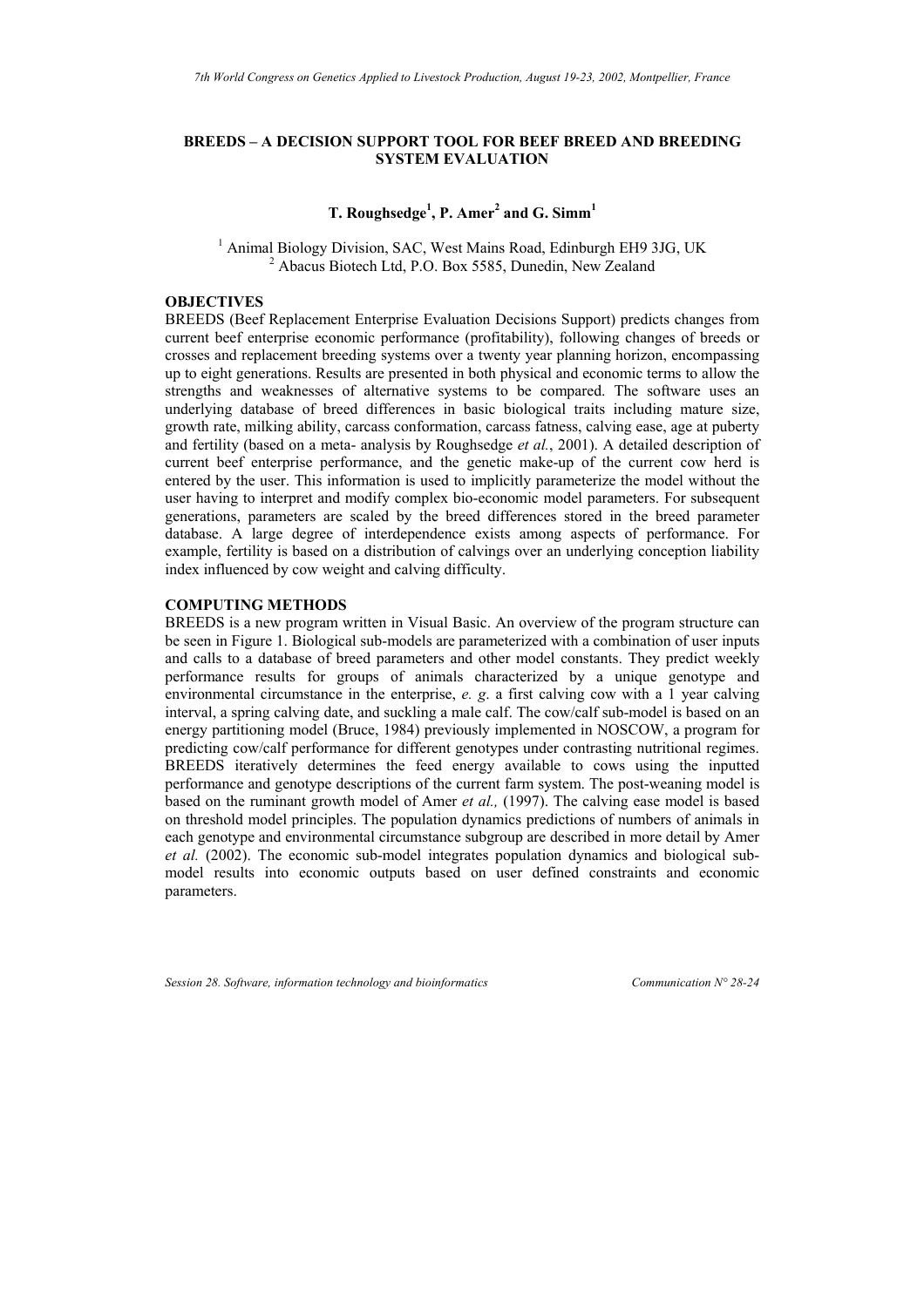# BREEDS – A DECISION SUPPORT TOOL FOR BEEF BREED AND BREEDING SYSTEM EVALUATION

**T. Roughsedge[1], P. Amer[2] and G. Simm[1]**

[1] Animal Biology Division, SAC, West Mains Road, Edinburgh EH9 3JG, UK
[2] Abacus Biotech Ltd, P.O. Box 5585, Dunedin, New Zealand

## OBJECTIVES

BREEDS (Beef Replacement Enterprise Evaluation Decisions Support) predicts changes from current beef enterprise economic performance (profitability), following changes of breeds or crosses and replacement breeding systems over a twenty year planning horizon, encompassing up to eight generations. Results are presented in both physical and economic terms to allow the strengths and weaknesses of alternative systems to be compared. The software uses an underlying database of breed differences in basic biological traits including mature size, growth rate, milking ability, carcass conformation, carcass fatness, calving ease, age at puberty and fertility (based on a meta- analysis by Roughsedge *et al.*, 2001). A detailed description of current beef enterprise performance, and the genetic make-up of the current cow herd is entered by the user. This information is used to implicitly parameterize the model without the user having to interpret and modify complex bio-economic model parameters. For subsequent generations, parameters are scaled by the breed differences stored in the breed parameter database. A large degree of interdependence exists among aspects of performance. For example, fertility is based on a distribution of calvings over an underlying conception liability index influenced by cow weight and calving difficulty.

## COMPUTING METHODS

BREEDS is a new program written in Visual Basic. An overview of the program structure can be seen in Figure 1. Biological sub-models are parameterized with a combination of user inputs and calls to a database of breed parameters and other model constants. They predict weekly performance results for groups of animals characterized by a unique genotype and environmental circumstance in the enterprise, *e. g*. a first calving cow with a 1 year calving interval, a spring calving date, and suckling a male calf. The cow/calf sub-model is based on an energy partitioning model (Bruce, 1984) previously implemented in NOSCOW, a program for predicting cow/calf performance for different genotypes under contrasting nutritional regimes. BREEDS iteratively determines the feed energy available to cows using the inputted performance and genotype descriptions of the current farm system. The post-weaning model is based on the ruminant growth model of Amer *et al.,* (1997). The calving ease model is based on threshold model principles. The population dynamics predictions of numbers of animals in each genotype and environmental circumstance subgroup are described in more detail by Amer *et al.* (2002). The economic sub-model integrates population dynamics and biological sub-model results into economic outputs based on user defined constraints and economic parameters.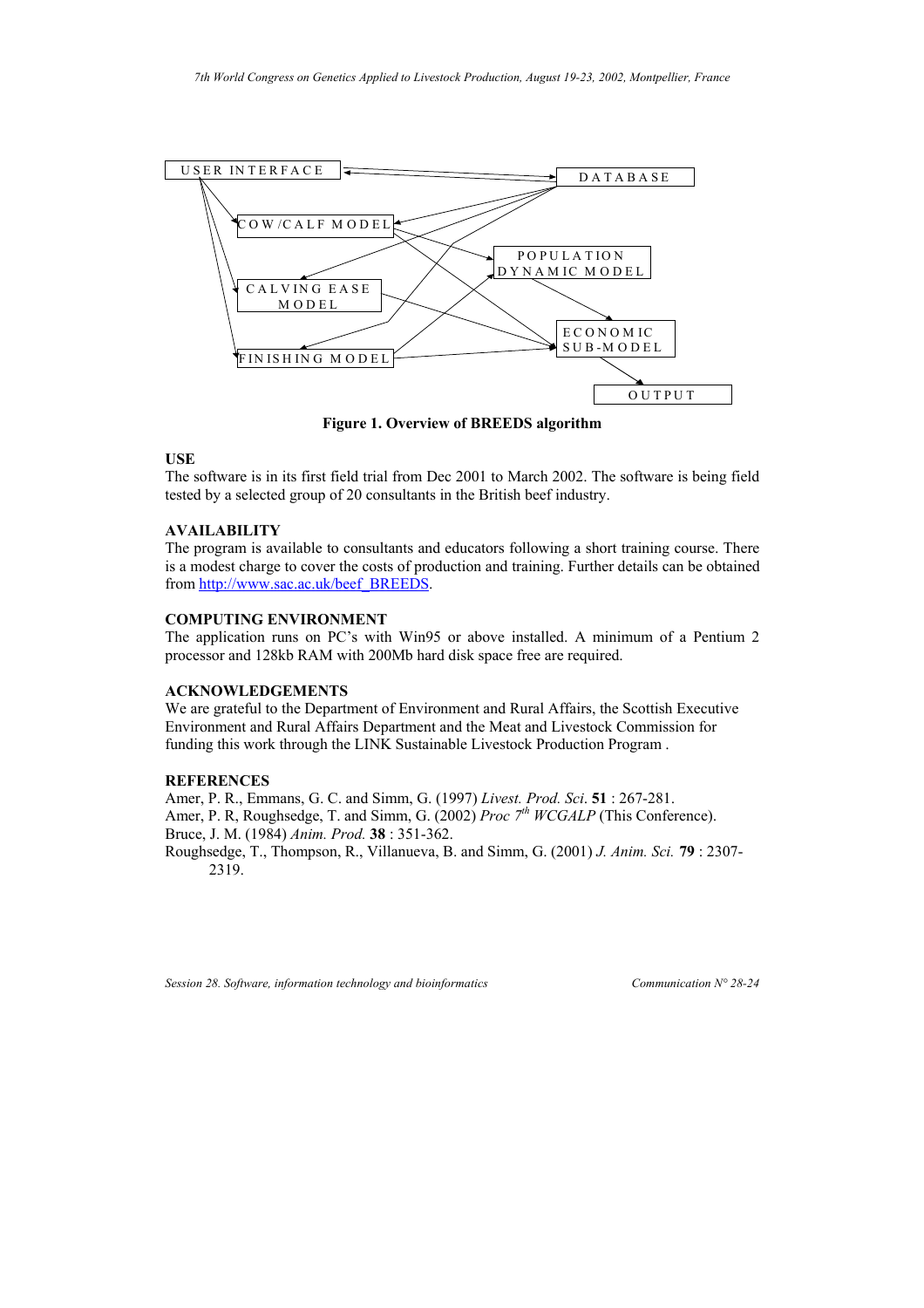USER INTERFACE

DATABASE

COW/CALF MODEL

POPULATION DYNAMIC MODEL

CALVING EASE MODEL

ECONOMIC SUB-MODEL

FINISHING MODEL

OUTPUT

**Figure 1. Overview of BREEDS algorithm**

## USE

The software is in its first field trial from Dec 2001 to March 2002. The software is being field tested by a selected group of 20 consultants in the British beef industry.

## AVAILABILITY

The program is available to consultants and educators following a short training course. There is a modest charge to cover the costs of production and training. Further details can be obtained from http://www.sac.ac.uk/beef_BREEDS.

## COMPUTING ENVIRONMENT

The application runs on PC's with Win95 or above installed. A minimum of a Pentium 2 processor and 128kb RAM with 200Mb hard disk space free are required.

## ACKNOWLEDGEMENTS

We are grateful to the Department of Environment and Rural Affairs, the Scottish Executive Environment and Rural Affairs Department and the Meat and Livestock Commission for funding this work through the LINK Sustainable Livestock Production Program .

## REFERENCES

Amer, P. R., Emmans, G. C. and Simm, G. (1997) *Livest. Prod. Sci*. **51** : 267-281.

Amer, P. R, Roughsedge, T. and Simm, G. (2002) *Proc 7th WCGALP* (This Conference).

Bruce, J. M. (1984) *Anim. Prod.* **38** : 351-362.

Roughsedge, T., Thompson, R., Villanueva, B. and Simm, G. (2001) *J. Anim. Sci.* **79** : 2307-2319.